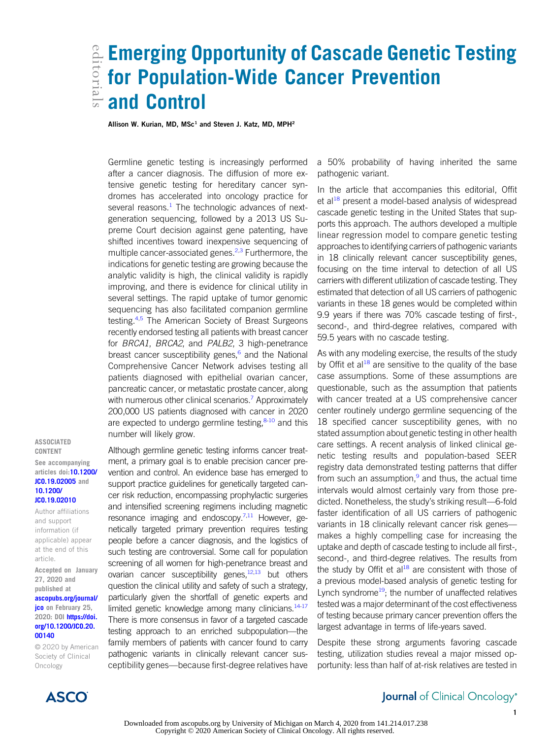# Emerging Opportunity of Cascade Genetic Testing for Population-Wide Cancer Prevention and Control

Allison W. Kurian, MD, MSc[1] and Steven J. Katz, MD, MPH[2]

Germline genetic testing is increasingly performed after a cancer diagnosis. The diffusion of more extensive genetic testing for hereditary cancer syndromes has accelerated into oncology practice for several reasons.[1] The technologic advances of next-generation sequencing, followed by a 2013 US Supreme Court decision against gene patenting, have shifted incentives toward inexpensive sequencing of multiple cancer-associated genes.[2,3] Furthermore, the indications for genetic testing are growing because the analytic validity is high, the clinical validity is rapidly improving, and there is evidence for clinical utility in several settings. The rapid uptake of tumor genomic sequencing has also facilitated companion germline testing.[4,5] The American Society of Breast Surgeons recently endorsed testing all patients with breast cancer for *BRCA1*, *BRCA2*, and *PALB2*, 3 high-penetrance breast cancer susceptibility genes,[6] and the National Comprehensive Cancer Network advises testing all patients diagnosed with epithelial ovarian cancer, pancreatic cancer, or metastatic prostate cancer, along with numerous other clinical scenarios.[7] Approximately 200,000 US patients diagnosed with cancer in 2020 are expected to undergo germline testing,[8-10] and this number will likely grow.

Although germline genetic testing informs cancer treatment, a primary goal is to enable precision cancer prevention and control. An evidence base has emerged to support practice guidelines for genetically targeted cancer risk reduction, encompassing prophylactic surgeries and intensified screening regimens including magnetic resonance imaging and endoscopy.[7,11] However, genetically targeted primary prevention requires testing people before a cancer diagnosis, and the logistics of such testing are controversial. Some call for population screening of all women for high-penetrance breast and ovarian cancer susceptibility genes,[12,13] but others question the clinical utility and safety of such a strategy, particularly given the shortfall of genetic experts and limited genetic knowledge among many clinicians.[14-17] There is more consensus in favor of a targeted cascade testing approach to an enriched subpopulation—the family members of patients with cancer found to carry pathogenic variants in clinically relevant cancer susceptibility genes—because first-degree relatives have a 50% probability of having inherited the same pathogenic variant.

In the article that accompanies this editorial, Offit et al[18] present a model-based analysis of widespread cascade genetic testing in the United States that supports this approach. The authors developed a multiple linear regression model to compare genetic testing approaches to identifying carriers of pathogenic variants in 18 clinically relevant cancer susceptibility genes, focusing on the time interval to detection of all US carriers with different utilization of cascade testing. They estimated that detection of all US carriers of pathogenic variants in these 18 genes would be completed within 9.9 years if there was 70% cascade testing of first-, second-, and third-degree relatives, compared with 59.5 years with no cascade testing.

As with any modeling exercise, the results of the study by Offit et al[18] are sensitive to the quality of the base case assumptions. Some of these assumptions are questionable, such as the assumption that patients with cancer treated at a US comprehensive cancer center routinely undergo germline sequencing of the 18 specified cancer susceptibility genes, with no stated assumption about genetic testing in other health care settings. A recent analysis of linked clinical genetic testing results and population-based SEER registry data demonstrated testing patterns that differ from such an assumption,[9] and thus, the actual time intervals would almost certainly vary from those predicted. Nonetheless, the study's striking result—6-fold faster identification of all US carriers of pathogenic variants in 18 clinically relevant cancer risk genes—makes a highly compelling case for increasing the uptake and depth of cascade testing to include all first-, second-, and third-degree relatives. The results from the study by Offit et al[18] are consistent with those of a previous model-based analysis of genetic testing for Lynch syndrome[19]; the number of unaffected relatives tested was a major determinant of the cost effectiveness of testing because primary cancer prevention offers the largest advantage in terms of life-years saved.

Despite these strong arguments favoring cascade testing, utilization studies reveal a major missed opportunity: less than half of at-risk relatives are tested in

ASSOCIATED CONTENT

See accompanying articles doi:10.1200/JCO.19.02005 and 10.1200/JCO.19.02010

Author affiliations and support information (if applicable) appear at the end of this article.

Accepted on January 27, 2020 and published at ascopubs.org/journal/jco on February 25, 2020: DOI https://doi.org/10.1200/JCO.20.00140

© 2020 by American Society of Clinical Oncology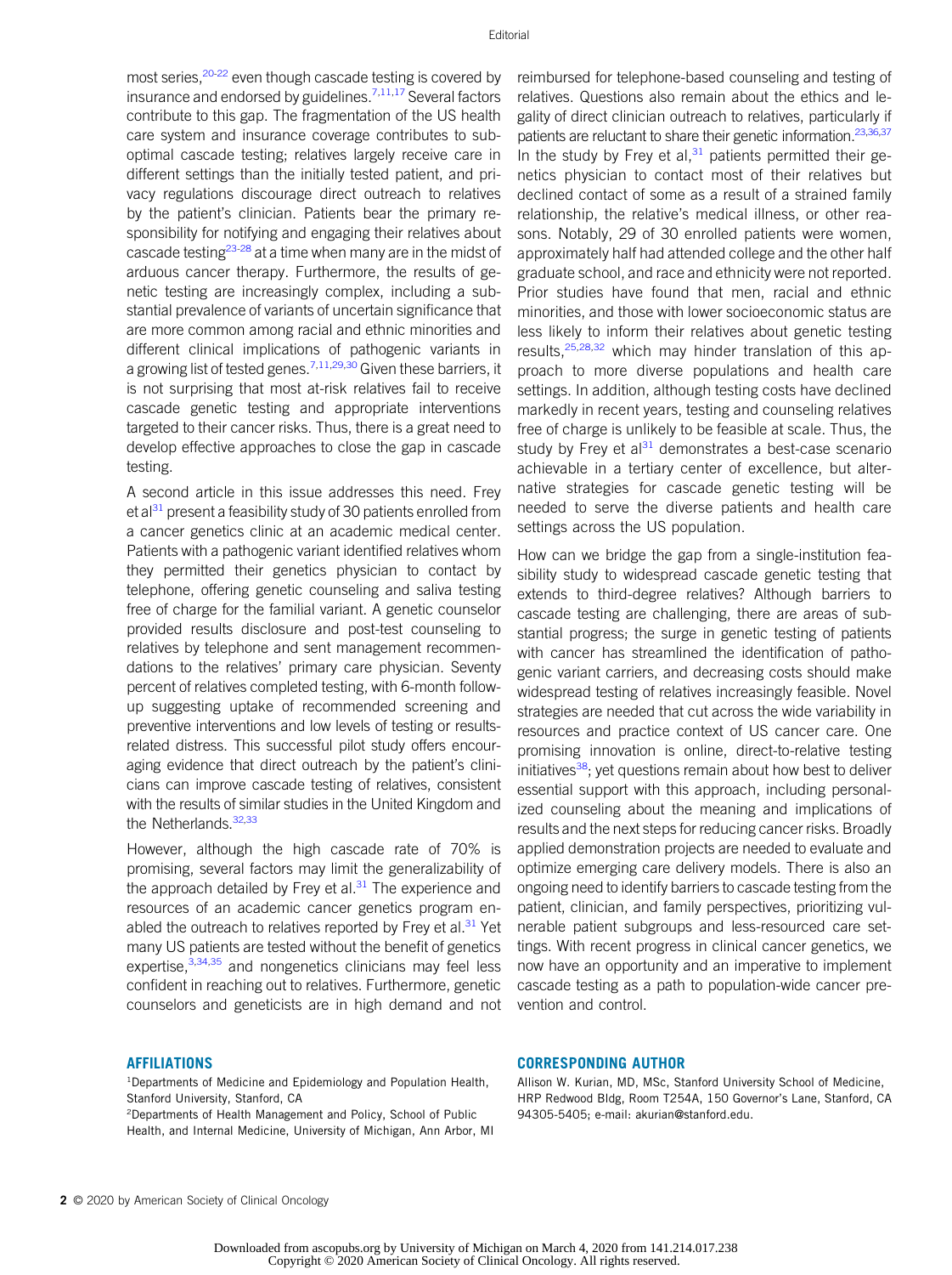most series,[20-22] even though cascade testing is covered by insurance and endorsed by guidelines.[7,11,17] Several factors contribute to this gap. The fragmentation of the US health care system and insurance coverage contributes to suboptimal cascade testing; relatives largely receive care in different settings than the initially tested patient, and privacy regulations discourage direct outreach to relatives by the patient's clinician. Patients bear the primary responsibility for notifying and engaging their relatives about cascade testing[23-28] at a time when many are in the midst of arduous cancer therapy. Furthermore, the results of genetic testing are increasingly complex, including a substantial prevalence of variants of uncertain significance that are more common among racial and ethnic minorities and different clinical implications of pathogenic variants in a growing list of tested genes.[7,11,29,30] Given these barriers, it is not surprising that most at-risk relatives fail to receive cascade genetic testing and appropriate interventions targeted to their cancer risks. Thus, there is a great need to develop effective approaches to close the gap in cascade testing.

A second article in this issue addresses this need. Frey et al[31] present a feasibility study of 30 patients enrolled from a cancer genetics clinic at an academic medical center. Patients with a pathogenic variant identified relatives whom they permitted their genetics physician to contact by telephone, offering genetic counseling and saliva testing free of charge for the familial variant. A genetic counselor provided results disclosure and post-test counseling to relatives by telephone and sent management recommendations to the relatives' primary care physician. Seventy percent of relatives completed testing, with 6-month follow-up suggesting uptake of recommended screening and preventive interventions and low levels of testing or results-related distress. This successful pilot study offers encouraging evidence that direct outreach by the patient's clinicians can improve cascade testing of relatives, consistent with the results of similar studies in the United Kingdom and the Netherlands.[32,33]

However, although the high cascade rate of 70% is promising, several factors may limit the generalizability of the approach detailed by Frey et al.[31] The experience and resources of an academic cancer genetics program enabled the outreach to relatives reported by Frey et al.[31] Yet many US patients are tested without the benefit of genetics expertise,[3,34,35] and nongenetics clinicians may feel less confident in reaching out to relatives. Furthermore, genetic counselors and geneticists are in high demand and not reimbursed for telephone-based counseling and testing of relatives. Questions also remain about the ethics and legality of direct clinician outreach to relatives, particularly if patients are reluctant to share their genetic information.[23,36,37] In the study by Frey et al,[31] patients permitted their genetics physician to contact most of their relatives but declined contact of some as a result of a strained family relationship, the relative's medical illness, or other reasons. Notably, 29 of 30 enrolled patients were women, approximately half had attended college and the other half graduate school, and race and ethnicity were not reported. Prior studies have found that men, racial and ethnic minorities, and those with lower socioeconomic status are less likely to inform their relatives about genetic testing results,[25,28,32] which may hinder translation of this approach to more diverse populations and health care settings. In addition, although testing costs have declined markedly in recent years, testing and counseling relatives free of charge is unlikely to be feasible at scale. Thus, the study by Frey et al[31] demonstrates a best-case scenario achievable in a tertiary center of excellence, but alternative strategies for cascade genetic testing will be needed to serve the diverse patients and health care settings across the US population.

How can we bridge the gap from a single-institution feasibility study to widespread cascade genetic testing that extends to third-degree relatives? Although barriers to cascade testing are challenging, there are areas of substantial progress; the surge in genetic testing of patients with cancer has streamlined the identification of pathogenic variant carriers, and decreasing costs should make widespread testing of relatives increasingly feasible. Novel strategies are needed that cut across the wide variability in resources and practice context of US cancer care. One promising innovation is online, direct-to-relative testing initiatives[38]; yet questions remain about how best to deliver essential support with this approach, including personalized counseling about the meaning and implications of results and the next steps for reducing cancer risks. Broadly applied demonstration projects are needed to evaluate and optimize emerging care delivery models. There is also an ongoing need to identify barriers to cascade testing from the patient, clinician, and family perspectives, prioritizing vulnerable patient subgroups and less-resourced care settings. With recent progress in clinical cancer genetics, we now have an opportunity and an imperative to implement cascade testing as a path to population-wide cancer prevention and control.

## AFFILIATIONS

[1]Departments of Medicine and Epidemiology and Population Health, Stanford University, Stanford, CA

[2]Departments of Health Management and Policy, School of Public Health, and Internal Medicine, University of Michigan, Ann Arbor, MI

## CORRESPONDING AUTHOR

Allison W. Kurian, MD, MSc, Stanford University School of Medicine, HRP Redwood Bldg, Room T254A, 150 Governor's Lane, Stanford, CA 94305-5405; e-mail: akurian@stanford.edu.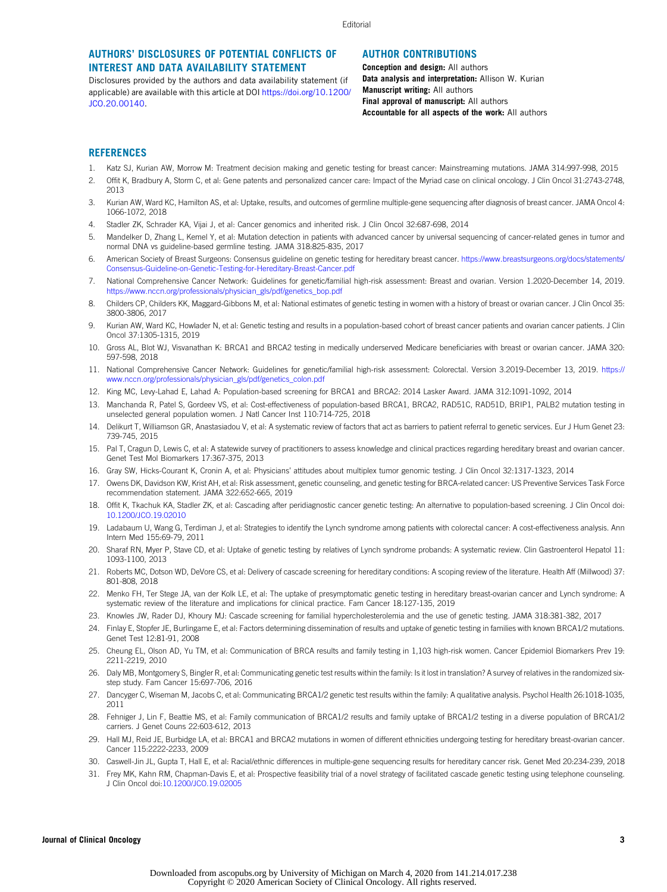## AUTHORS' DISCLOSURES OF POTENTIAL CONFLICTS OF INTEREST AND DATA AVAILABILITY STATEMENT

Disclosures provided by the authors and data availability statement (if applicable) are available with this article at DOI https://doi.org/10.1200/JCO.20.00140.

## AUTHOR CONTRIBUTIONS

**Conception and design:** All authors
**Data analysis and interpretation:** Allison W. Kurian
**Manuscript writing:** All authors
**Final approval of manuscript:** All authors
**Accountable for all aspects of the work:** All authors

## REFERENCES

1. Katz SJ, Kurian AW, Morrow M: Treatment decision making and genetic testing for breast cancer: Mainstreaming mutations. JAMA 314:997-998, 2015
2. Offit K, Bradbury A, Storm C, et al: Gene patents and personalized cancer care: Impact of the Myriad case on clinical oncology. J Clin Oncol 31:2743-2748, 2013
3. Kurian AW, Ward KC, Hamilton AS, et al: Uptake, results, and outcomes of germline multiple-gene sequencing after diagnosis of breast cancer. JAMA Oncol 4:1066-1072, 2018
4. Stadler ZK, Schrader KA, Vijai J, et al: Cancer genomics and inherited risk. J Clin Oncol 32:687-698, 2014
5. Mandelker D, Zhang L, Kemel Y, et al: Mutation detection in patients with advanced cancer by universal sequencing of cancer-related genes in tumor and normal DNA vs guideline-based germline testing. JAMA 318:825-835, 2017
6. American Society of Breast Surgeons: Consensus guideline on genetic testing for hereditary breast cancer. https://www.breastsurgeons.org/docs/statements/Consensus-Guideline-on-Genetic-Testing-for-Hereditary-Breast-Cancer.pdf
7. National Comprehensive Cancer Network: Guidelines for genetic/familial high-risk assessment: Breast and ovarian. Version 1.2020-December 14, 2019. https://www.nccn.org/professionals/physician_gls/pdf/genetics_bop.pdf
8. Childers CP, Childers KK, Maggard-Gibbons M, et al: National estimates of genetic testing in women with a history of breast or ovarian cancer. J Clin Oncol 35:3800-3806, 2017
9. Kurian AW, Ward KC, Howlader N, et al: Genetic testing and results in a population-based cohort of breast cancer patients and ovarian cancer patients. J Clin Oncol 37:1305-1315, 2019
10. Gross AL, Blot WJ, Visvanathan K: BRCA1 and BRCA2 testing in medically underserved Medicare beneficiaries with breast or ovarian cancer. JAMA 320:597-598, 2018
11. National Comprehensive Cancer Network: Guidelines for genetic/familial high-risk assessment: Colorectal. Version 3.2019-December 13, 2019. https://www.nccn.org/professionals/physician_gls/pdf/genetics_colon.pdf
12. King MC, Levy-Lahad E, Lahad A: Population-based screening for BRCA1 and BRCA2: 2014 Lasker Award. JAMA 312:1091-1092, 2014
13. Manchanda R, Patel S, Gordeev VS, et al: Cost-effectiveness of population-based BRCA1, BRCA2, RAD51C, RAD51D, BRIP1, PALB2 mutation testing in unselected general population women. J Natl Cancer Inst 110:714-725, 2018
14. Delikurt T, Williamson GR, Anastasiadou V, et al: A systematic review of factors that act as barriers to patient referral to genetic services. Eur J Hum Genet 23:739-745, 2015
15. Pal T, Cragun D, Lewis C, et al: A statewide survey of practitioners to assess knowledge and clinical practices regarding hereditary breast and ovarian cancer. Genet Test Mol Biomarkers 17:367-375, 2013
16. Gray SW, Hicks-Courant K, Cronin A, et al: Physicians' attitudes about multiplex tumor genomic testing. J Clin Oncol 32:1317-1323, 2014
17. Owens DK, Davidson KW, Krist AH, et al: Risk assessment, genetic counseling, and genetic testing for BRCA-related cancer: US Preventive Services Task Force recommendation statement. JAMA 322:652-665, 2019
18. Offit K, Tkachuk KA, Stadler ZK, et al: Cascading after peridiagnostic cancer genetic testing: An alternative to population-based screening. J Clin Oncol doi:10.1200/JCO.19.02010
19. Ladabaum U, Wang G, Terdiman J, et al: Strategies to identify the Lynch syndrome among patients with colorectal cancer: A cost-effectiveness analysis. Ann Intern Med 155:69-79, 2011
20. Sharaf RN, Myer P, Stave CD, et al: Uptake of genetic testing by relatives of Lynch syndrome probands: A systematic review. Clin Gastroenterol Hepatol 11:1093-1100, 2013
21. Roberts MC, Dotson WD, DeVore CS, et al: Delivery of cascade screening for hereditary conditions: A scoping review of the literature. Health Aff (Millwood) 37:801-808, 2018
22. Menko FH, Ter Stege JA, van der Kolk LE, et al: The uptake of presymptomatic genetic testing in hereditary breast-ovarian cancer and Lynch syndrome: A systematic review of the literature and implications for clinical practice. Fam Cancer 18:127-135, 2019
23. Knowles JW, Rader DJ, Khoury MJ: Cascade screening for familial hypercholesterolemia and the use of genetic testing. JAMA 318:381-382, 2017
24. Finlay E, Stopfer JE, Burlingame E, et al: Factors determining dissemination of results and uptake of genetic testing in families with known BRCA1/2 mutations. Genet Test 12:81-91, 2008
25. Cheung EL, Olson AD, Yu TM, et al: Communication of BRCA results and family testing in 1,103 high-risk women. Cancer Epidemiol Biomarkers Prev 19:2211-2219, 2010
26. Daly MB, Montgomery S, Bingler R, et al: Communicating genetic test results within the family: Is it lost in translation? A survey of relatives in the randomized six-step study. Fam Cancer 15:697-706, 2016
27. Dancyger C, Wiseman M, Jacobs C, et al: Communicating BRCA1/2 genetic test results within the family: A qualitative analysis. Psychol Health 26:1018-1035, 2011
28. Fehniger J, Lin F, Beattie MS, et al: Family communication of BRCA1/2 results and family uptake of BRCA1/2 testing in a diverse population of BRCA1/2 carriers. J Genet Couns 22:603-612, 2013
29. Hall MJ, Reid JE, Burbidge LA, et al: BRCA1 and BRCA2 mutations in women of different ethnicities undergoing testing for hereditary breast-ovarian cancer. Cancer 115:2222-2233, 2009
30. Caswell-Jin JL, Gupta T, Hall E, et al: Racial/ethnic differences in multiple-gene sequencing results for hereditary cancer risk. Genet Med 20:234-239, 2018
31. Frey MK, Kahn RM, Chapman-Davis E, et al: Prospective feasibility trial of a novel strategy of facilitated cascade genetic testing using telephone counseling. J Clin Oncol doi:10.1200/JCO.19.02005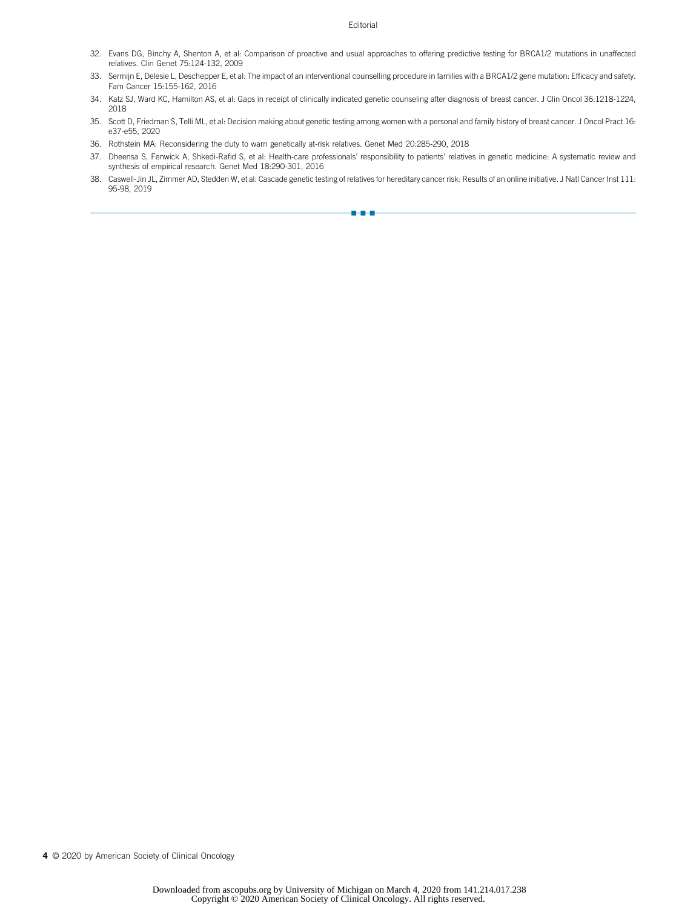32. Evans DG, Binchy A, Shenton A, et al: Comparison of proactive and usual approaches to offering predictive testing for BRCA1/2 mutations in unaffected relatives. Clin Genet 75:124-132, 2009
33. Sermijn E, Delesie L, Deschepper E, et al: The impact of an interventional counselling procedure in families with a BRCA1/2 gene mutation: Efficacy and safety. Fam Cancer 15:155-162, 2016
34. Katz SJ, Ward KC, Hamilton AS, et al: Gaps in receipt of clinically indicated genetic counseling after diagnosis of breast cancer. J Clin Oncol 36:1218-1224, 2018
35. Scott D, Friedman S, Telli ML, et al: Decision making about genetic testing among women with a personal and family history of breast cancer. J Oncol Pract 16: e37-e55, 2020
36. Rothstein MA: Reconsidering the duty to warn genetically at-risk relatives. Genet Med 20:285-290, 2018
37. Dheensa S, Fenwick A, Shkedi-Rafid S, et al: Health-care professionals' responsibility to patients' relatives in genetic medicine: A systematic review and synthesis of empirical research. Genet Med 18:290-301, 2016
38. Caswell-Jin JL, Zimmer AD, Stedden W, et al: Cascade genetic testing of relatives for hereditary cancer risk: Results of an online initiative. J Natl Cancer Inst 111: 95-98, 2019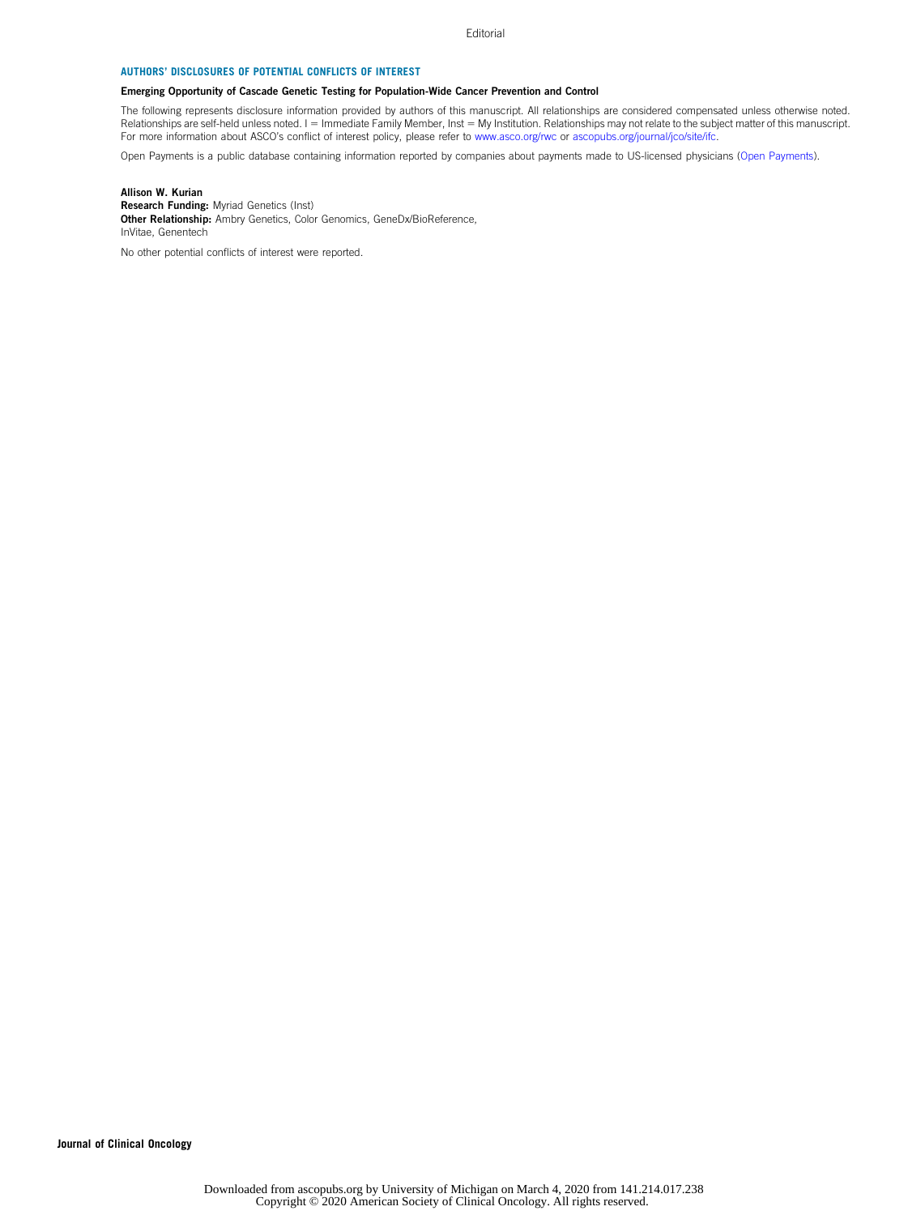## AUTHORS' DISCLOSURES OF POTENTIAL CONFLICTS OF INTEREST

**Emerging Opportunity of Cascade Genetic Testing for Population-Wide Cancer Prevention and Control**

The following represents disclosure information provided by authors of this manuscript. All relationships are considered compensated unless otherwise noted. Relationships are self-held unless noted. I = Immediate Family Member, Inst = My Institution. Relationships may not relate to the subject matter of this manuscript. For more information about ASCO's conflict of interest policy, please refer to www.asco.org/rwc or ascopubs.org/journal/jco/site/ifc.

Open Payments is a public database containing information reported by companies about payments made to US-licensed physicians (Open Payments).

**Allison W. Kurian**
**Research Funding:** Myriad Genetics (Inst)
**Other Relationship:** Ambry Genetics, Color Genomics, GeneDx/BioReference, InVitae, Genentech

No other potential conflicts of interest were reported.